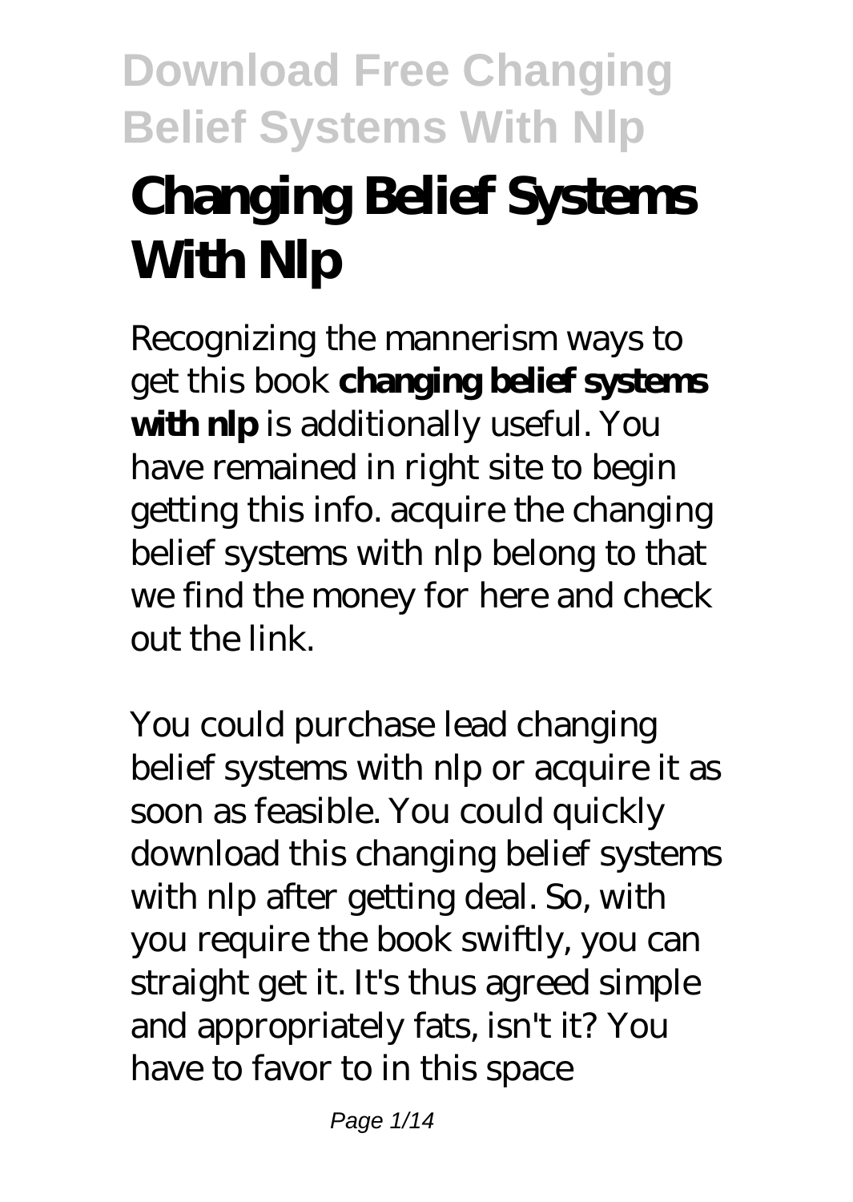# Changing Belief Systems With Nlp

Recognizing the mannerism ways to get this book **changing belief systems with nlp** is additionally useful. You have remained in right site to begin getting this info. acquire the changing belief systems with nlp belong to that we find the money for here and check out the link.

You could purchase lead changing belief systems with nlp or acquire it as soon as feasible. You could quickly download this changing belief systems with nlp after getting deal. So, with you require the book swiftly, you can straight get it. It's thus agreed simple and appropriately fats, isn't it? You have to favor to in this space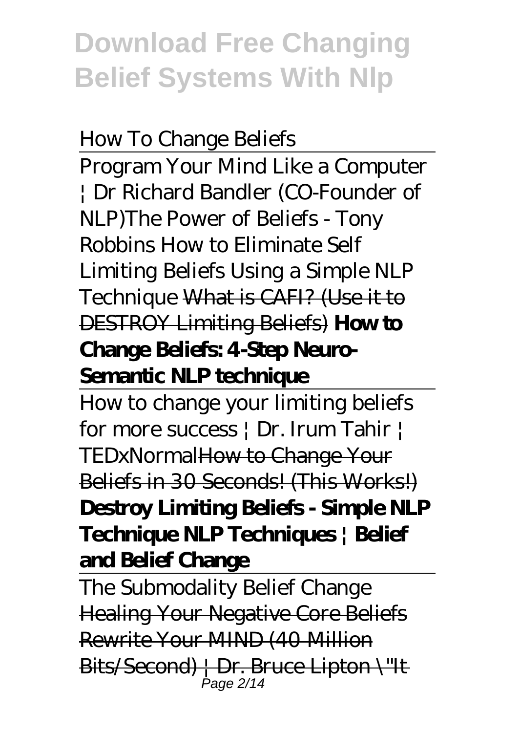How To Change Beliefs

Program Your Mind Like a Computer | Dr Richard Bandler (CO-Founder of NLP)*The Power of Beliefs - Tony Robbins How to Eliminate Self Limiting Beliefs Using a Simple NLP Technique* What is CAFI? (Use it to DESTROY Limiting Beliefs) **How to Change Beliefs: 4-Step Neuro-Semantic NLP technique**

How to change your limiting beliefs for more success | Dr. Irum Tahir | TEDxNormalHow to Change Your Beliefs in 30 Seconds! (This Works!) **Destroy Limiting Beliefs - Simple NLP Technique NLP Techniques | Belief and Belief Change**

The Submodality Belief Change Healing Your Negative Core Beliefs Rewrite Your MIND (40 Million Bits/Second) | Dr. Bruce Lipton \"It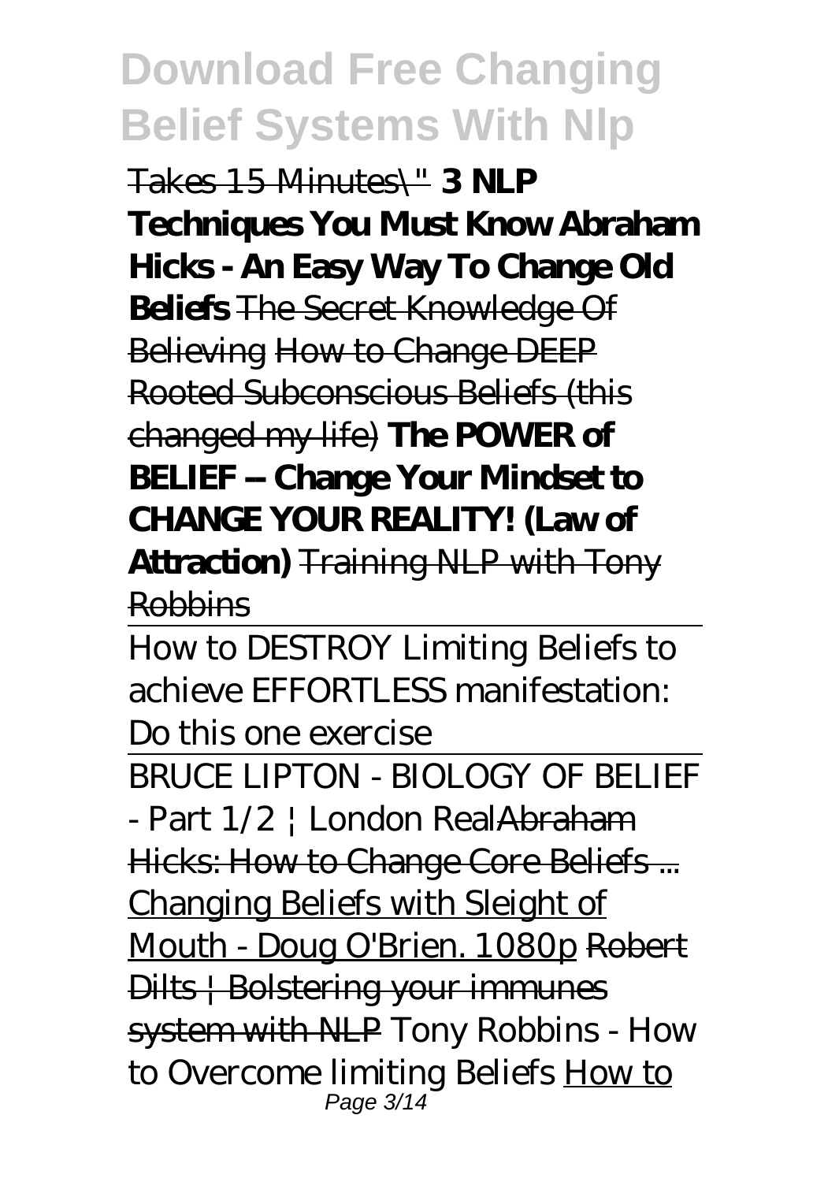Takes 15 Minutes\" **3 NLP Techniques You Must Know Abraham Hicks - An Easy Way To Change Old Beliefs** The Secret Knowledge Of Believing How to Change DEEP Rooted Subconscious Beliefs (this changed my life) **The POWER of BELIEF -- Change Your Mindset to CHANGE YOUR REALITY! (Law of Attraction)** Training NLP with Tony Robbins

How to DESTROY Limiting Beliefs to achieve EFFORTLESS manifestation: Do this one exercise

BRUCE LIPTON - BIOLOGY OF BELIEF - Part 1/2 | London RealAbraham Hicks: How to Change Core Beliefs ... Changing Beliefs with Sleight of Mouth - Doug O'Brien. 1080p Robert Dilts | Bolstering your immunes system with NLP *Tony Robbins - How to Overcome limiting Beliefs* How to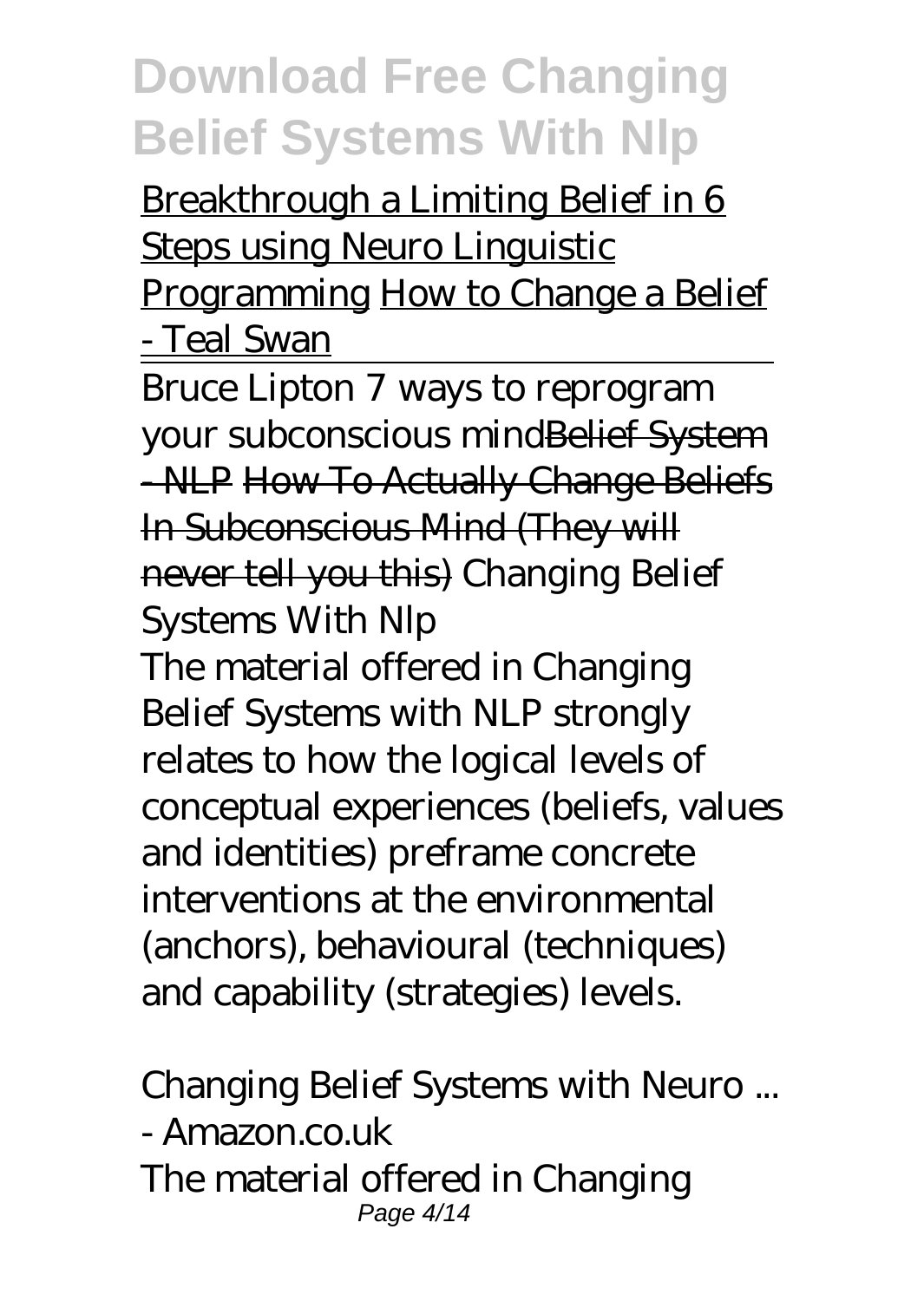Breakthrough a Limiting Belief in 6 Steps using Neuro Linguistic Programming How to Change a Belief - Teal Swan

---

Bruce Lipton 7 ways to reprogram your subconscious mind~~Belief System - NLP~~ ~~How To Actually Change Beliefs In Subconscious Mind (They will never tell you this)~~ *Changing Belief Systems With Nlp*

The material offered in Changing Belief Systems with NLP strongly relates to how the logical levels of conceptual experiences (beliefs, values and identities) preframe concrete interventions at the environmental (anchors), behavioural (techniques) and capability (strategies) levels.

*Changing Belief Systems with Neuro ... - Amazon.co.uk*

The material offered in Changing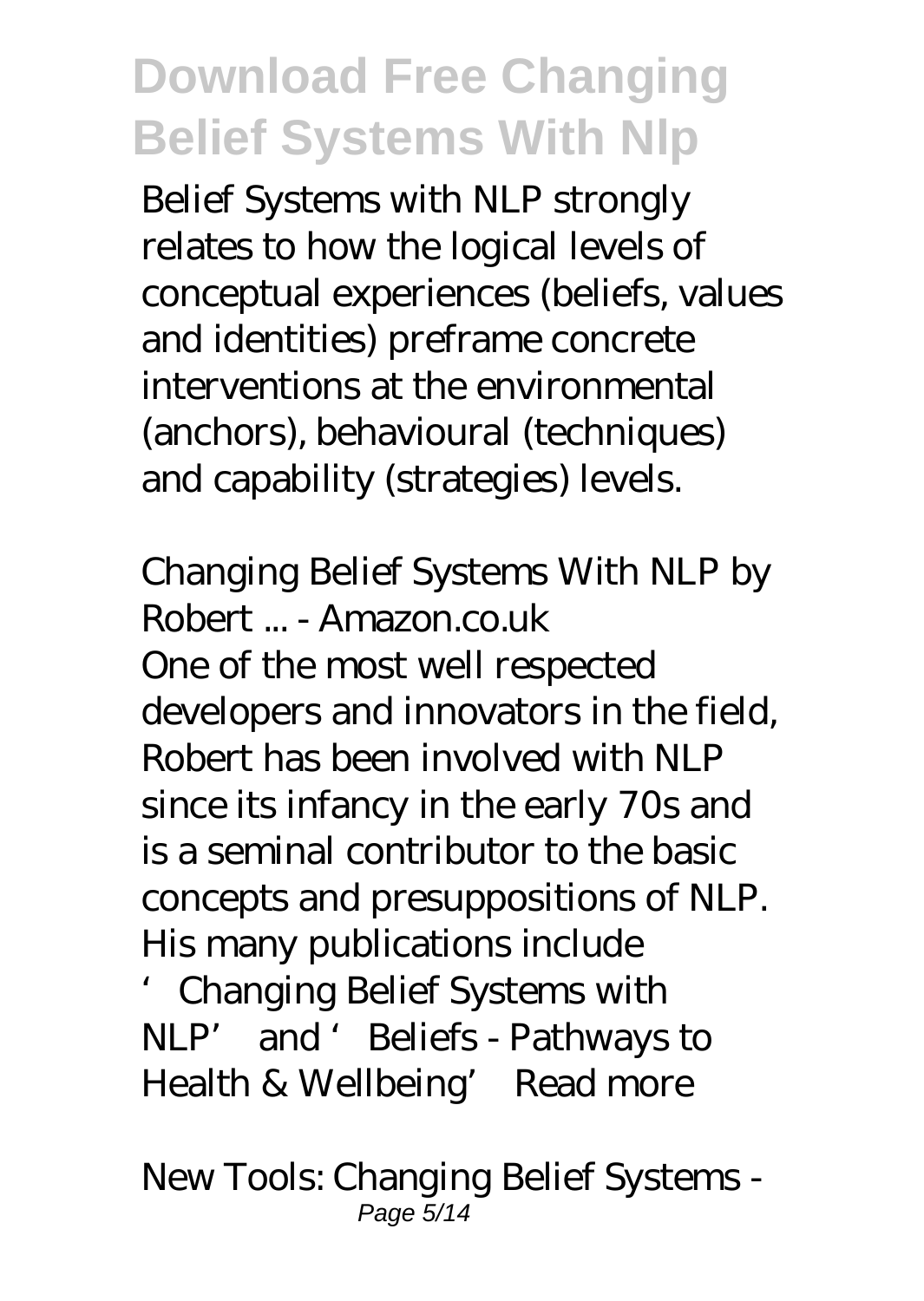Belief Systems with NLP strongly relates to how the logical levels of conceptual experiences (beliefs, values and identities) preframe concrete interventions at the environmental (anchors), behavioural (techniques) and capability (strategies) levels.

*Changing Belief Systems With NLP by Robert ... - Amazon.co.uk*

One of the most well respected developers and innovators in the field, Robert has been involved with NLP since its infancy in the early 70s and is a seminal contributor to the basic concepts and presuppositions of NLP. His many publications include 'Changing Belief Systems with NLP' and 'Beliefs - Pathways to Health & Wellbeing' Read more

*New Tools: Changing Belief Systems -*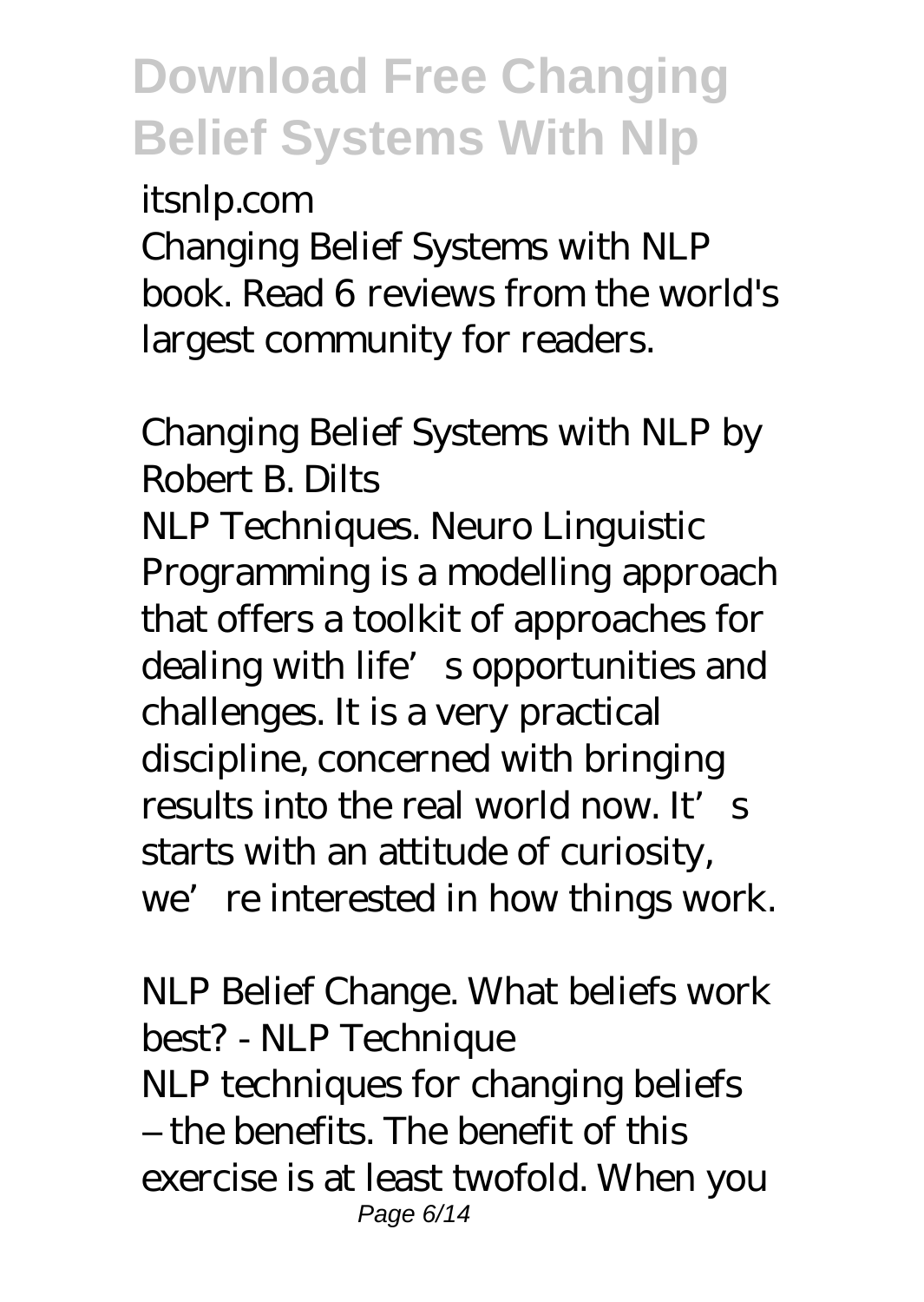*itsnlp.com*

Changing Belief Systems with NLP book. Read 6 reviews from the world's largest community for readers.

*Changing Belief Systems with NLP by Robert B. Dilts*

NLP Techniques. Neuro Linguistic Programming is a modelling approach that offers a toolkit of approaches for dealing with life's opportunities and challenges. It is a very practical discipline, concerned with bringing results into the real world now. It's starts with an attitude of curiosity, we're interested in how things work.

*NLP Belief Change. What beliefs work best? - NLP Technique*

NLP techniques for changing beliefs – the benefits. The benefit of this exercise is at least twofold. When you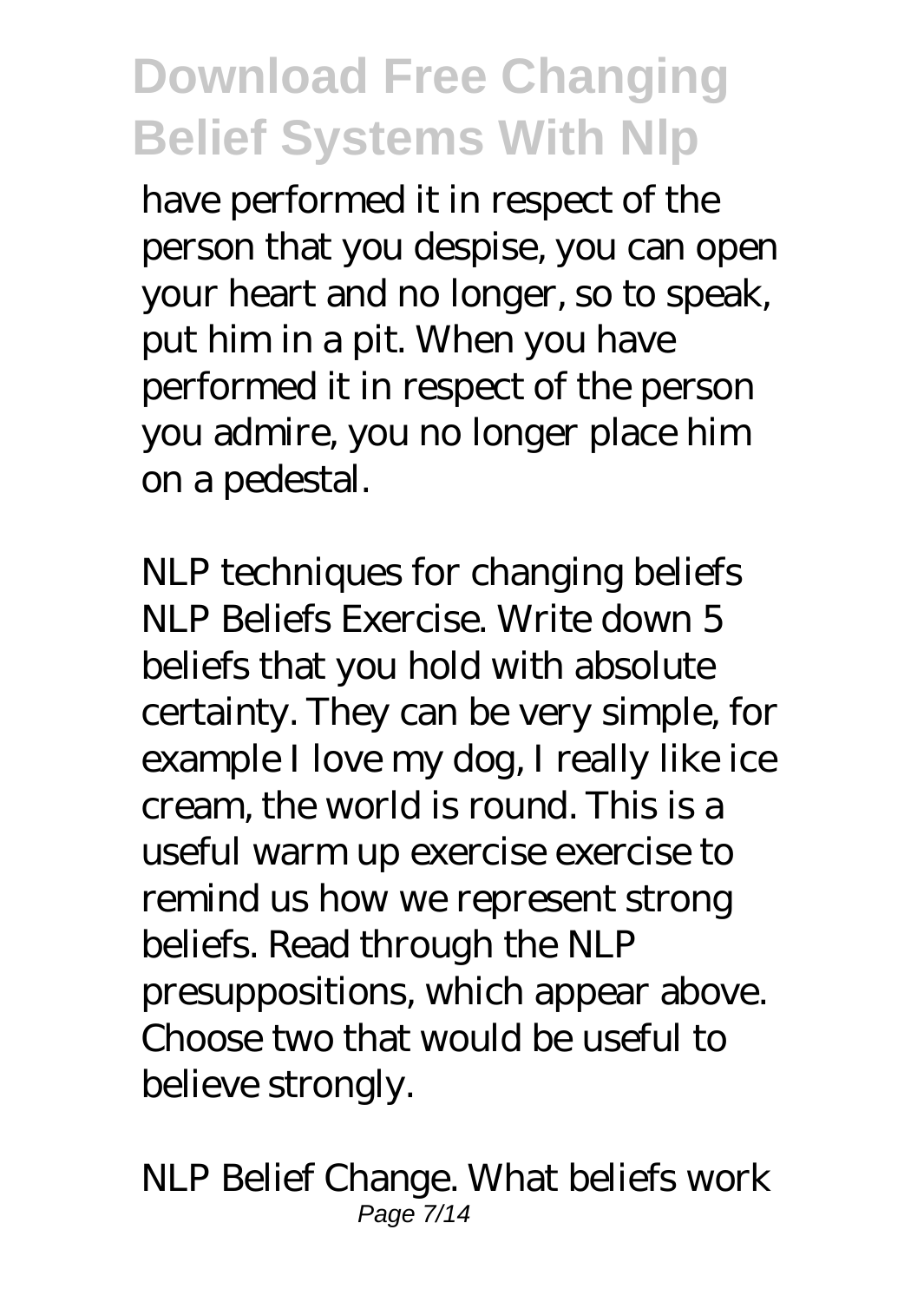have performed it in respect of the person that you despise, you can open your heart and no longer, so to speak, put him in a pit. When you have performed it in respect of the person you admire, you no longer place him on a pedestal.

*NLP techniques for changing beliefs* NLP Beliefs Exercise. Write down 5 beliefs that you hold with absolute certainty. They can be very simple, for example I love my dog, I really like ice cream, the world is round. This is a useful warm up exercise exercise to remind us how we represent strong beliefs. Read through the NLP presuppositions, which appear above. Choose two that would be useful to believe strongly.

*NLP Belief Change. What beliefs work*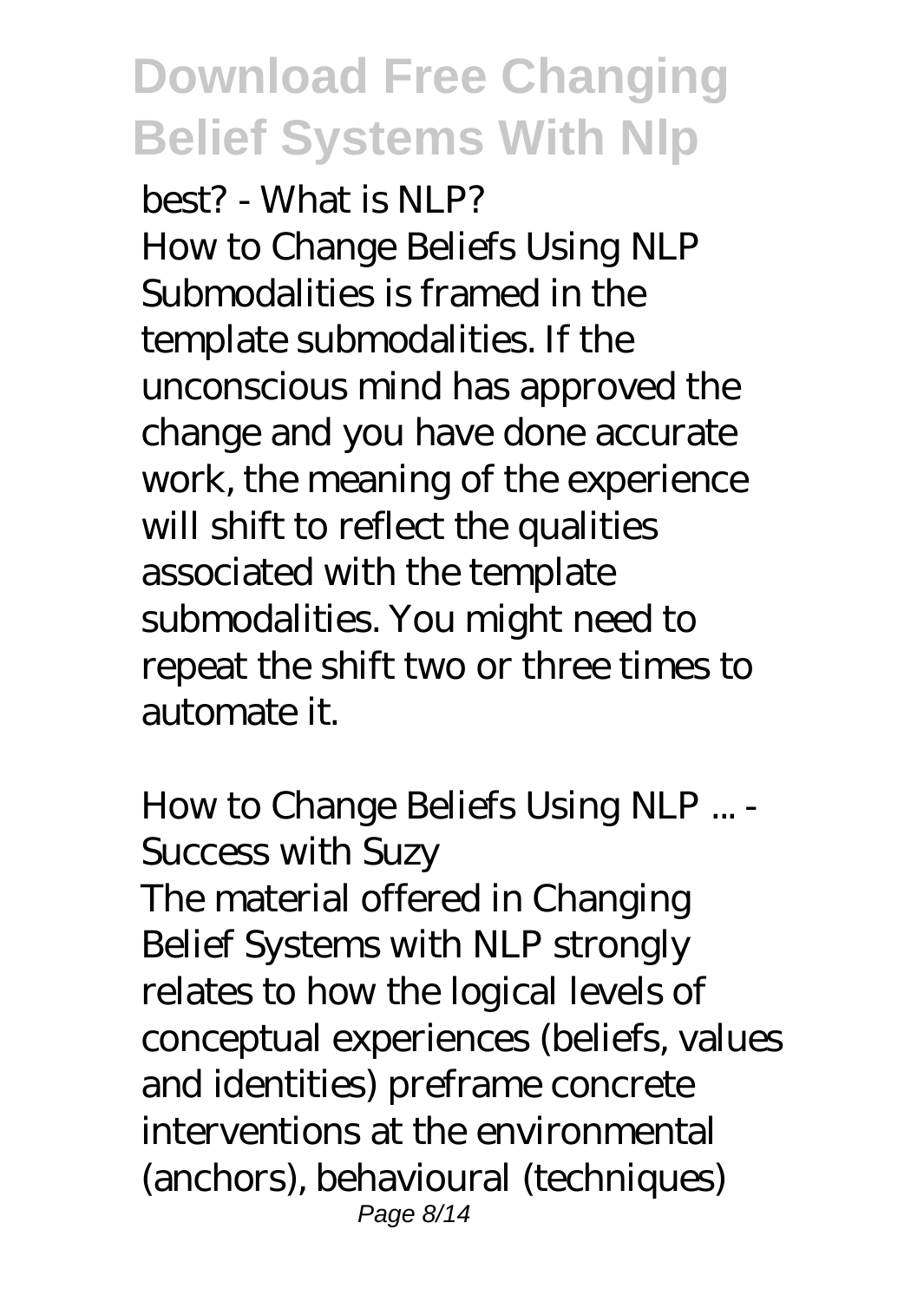*best? - What is NLP?*

How to Change Beliefs Using NLP Submodalities is framed in the template submodalities. If the unconscious mind has approved the change and you have done accurate work, the meaning of the experience will shift to reflect the qualities associated with the template submodalities. You might need to repeat the shift two or three times to automate it.

*How to Change Beliefs Using NLP ... - Success with Suzy*

The material offered in Changing Belief Systems with NLP strongly relates to how the logical levels of conceptual experiences (beliefs, values and identities) preframe concrete interventions at the environmental (anchors), behavioural (techniques)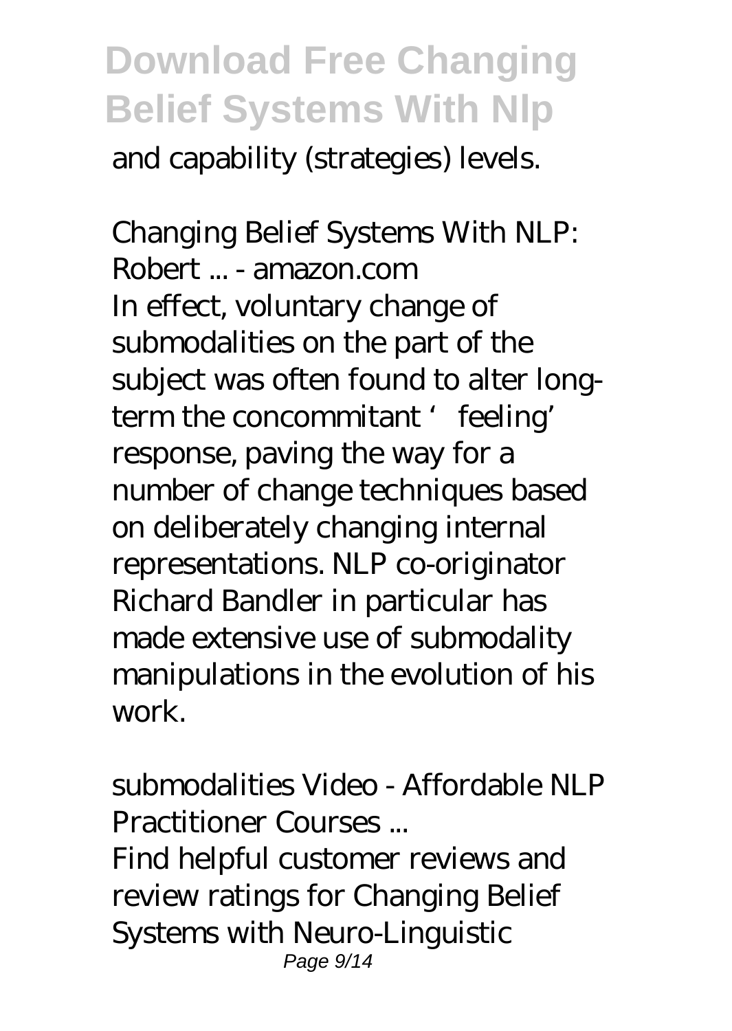and capability (strategies) levels.

*Changing Belief Systems With NLP: Robert ... - amazon.com*

In effect, voluntary change of submodalities on the part of the subject was often found to alter long-term the concommitant 'feeling' response, paving the way for a number of change techniques based on deliberately changing internal representations. NLP co-originator Richard Bandler in particular has made extensive use of submodality manipulations in the evolution of his work.

*submodalities Video - Affordable NLP Practitioner Courses ...*

Find helpful customer reviews and review ratings for Changing Belief Systems with Neuro-Linguistic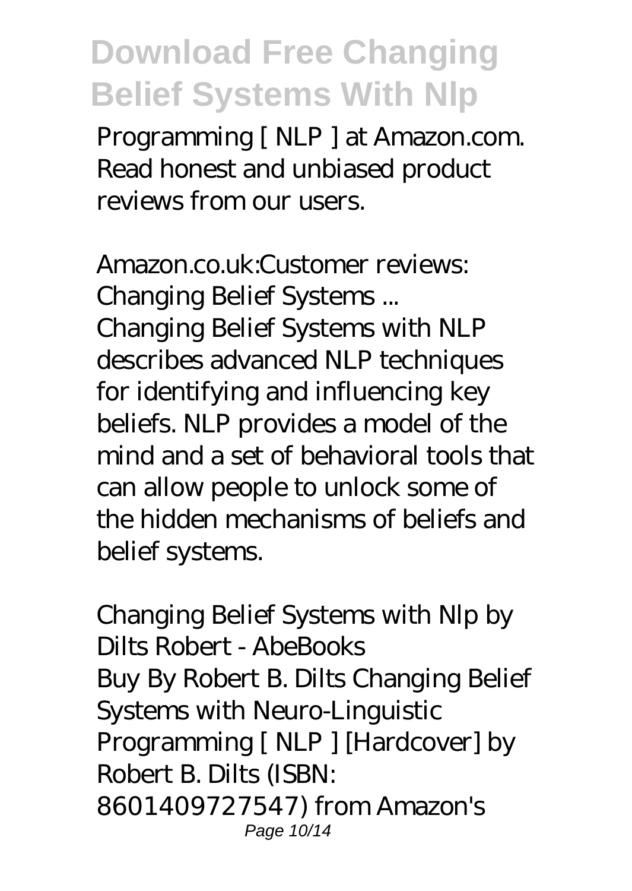Programming [ NLP ] at Amazon.com. Read honest and unbiased product reviews from our users.

*Amazon.co.uk:Customer reviews: Changing Belief Systems ...*

Changing Belief Systems with NLP describes advanced NLP techniques for identifying and influencing key beliefs. NLP provides a model of the mind and a set of behavioral tools that can allow people to unlock some of the hidden mechanisms of beliefs and belief systems.

*Changing Belief Systems with Nlp by Dilts Robert - AbeBooks*

Buy By Robert B. Dilts Changing Belief Systems with Neuro-Linguistic Programming [ NLP ] [Hardcover] by Robert B. Dilts (ISBN: 8601409727547) from Amazon's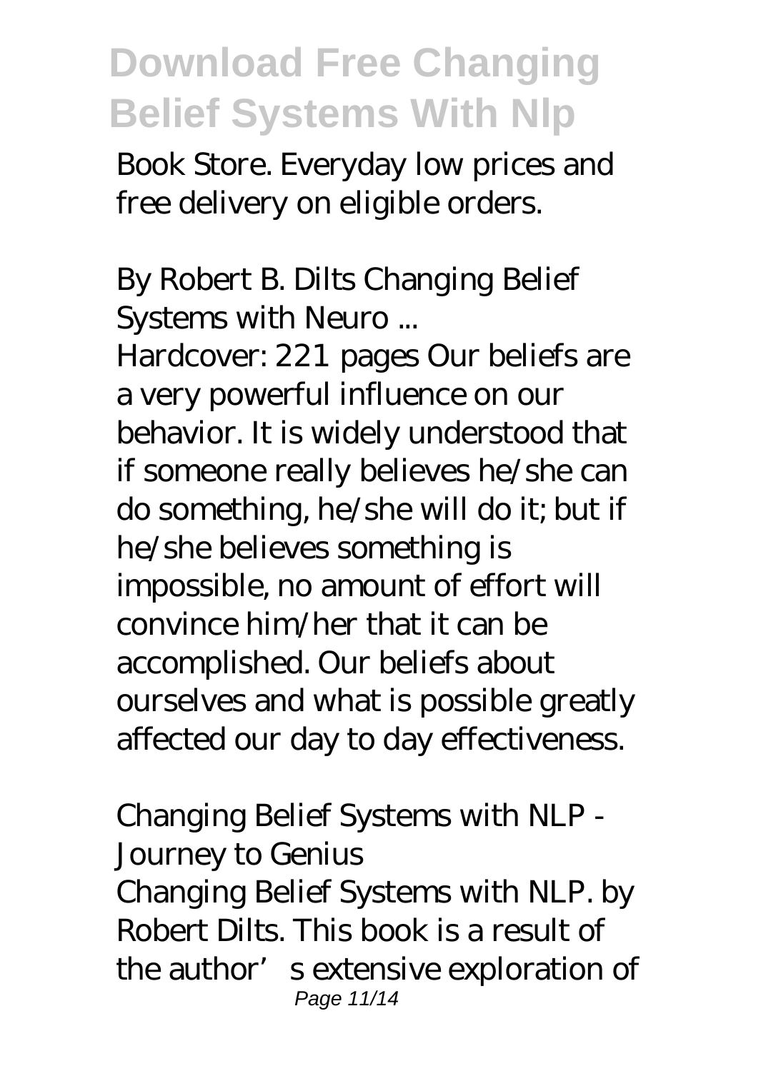Book Store. Everyday low prices and free delivery on eligible orders.

*By Robert B. Dilts Changing Belief Systems with Neuro ...*

Hardcover: 221 pages Our beliefs are a very powerful influence on our behavior. It is widely understood that if someone really believes he/she can do something, he/she will do it; but if he/she believes something is impossible, no amount of effort will convince him/her that it can be accomplished. Our beliefs about ourselves and what is possible greatly affected our day to day effectiveness.

*Changing Belief Systems with NLP - Journey to Genius*

Changing Belief Systems with NLP. by Robert Dilts. This book is a result of the author' s extensive exploration of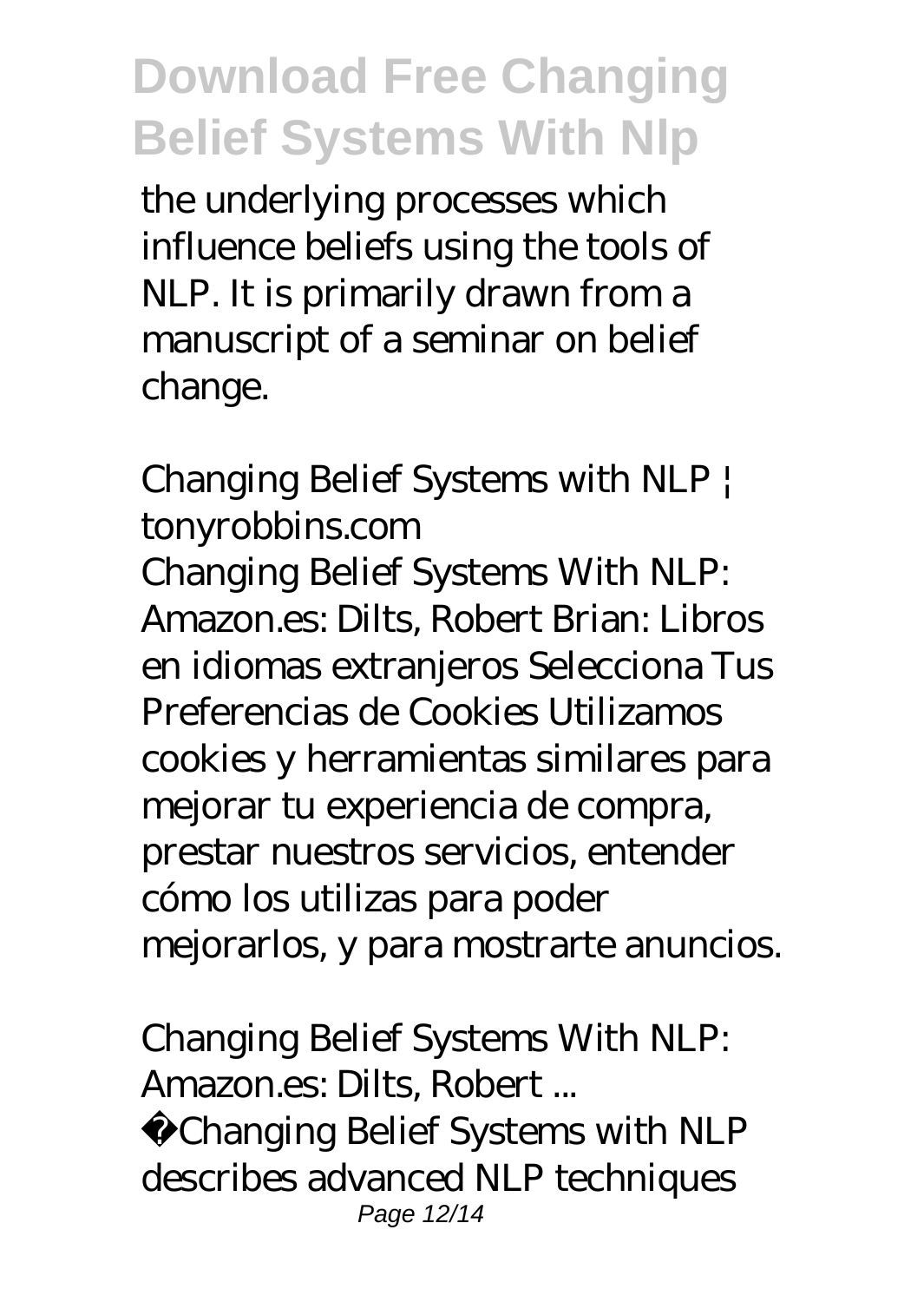the underlying processes which influence beliefs using the tools of NLP. It is primarily drawn from a manuscript of a seminar on belief change.

*Changing Belief Systems with NLP | tonyrobbins.com*

Changing Belief Systems With NLP: Amazon.es: Dilts, Robert Brian: Libros en idiomas extranjeros Selecciona Tus Preferencias de Cookies Utilizamos cookies y herramientas similares para mejorar tu experiencia de compra, prestar nuestros servicios, entender cómo los utilizas para poder mejorarlos, y para mostrarte anuncios.

*Changing Belief Systems With NLP: Amazon.es: Dilts, Robert ...*

Changing Belief Systems with NLP describes advanced NLP techniques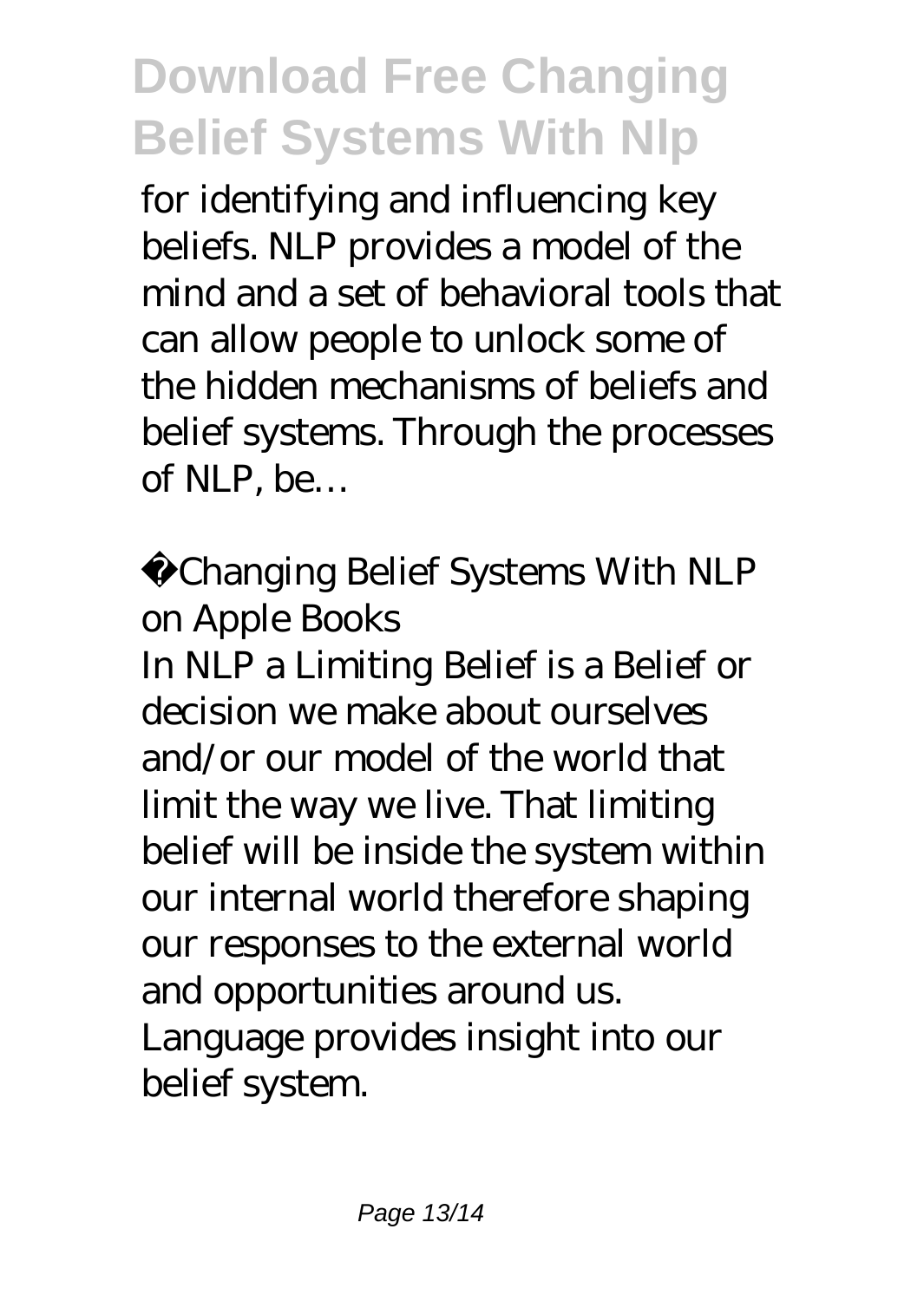for identifying and influencing key beliefs. NLP provides a model of the mind and a set of behavioral tools that can allow people to unlock some of the hidden mechanisms of beliefs and belief systems. Through the processes of NLP, be…

*Changing Belief Systems With NLP on Apple Books*

In NLP a Limiting Belief is a Belief or decision we make about ourselves and/or our model of the world that limit the way we live. That limiting belief will be inside the system within our internal world therefore shaping our responses to the external world and opportunities around us. Language provides insight into our belief system.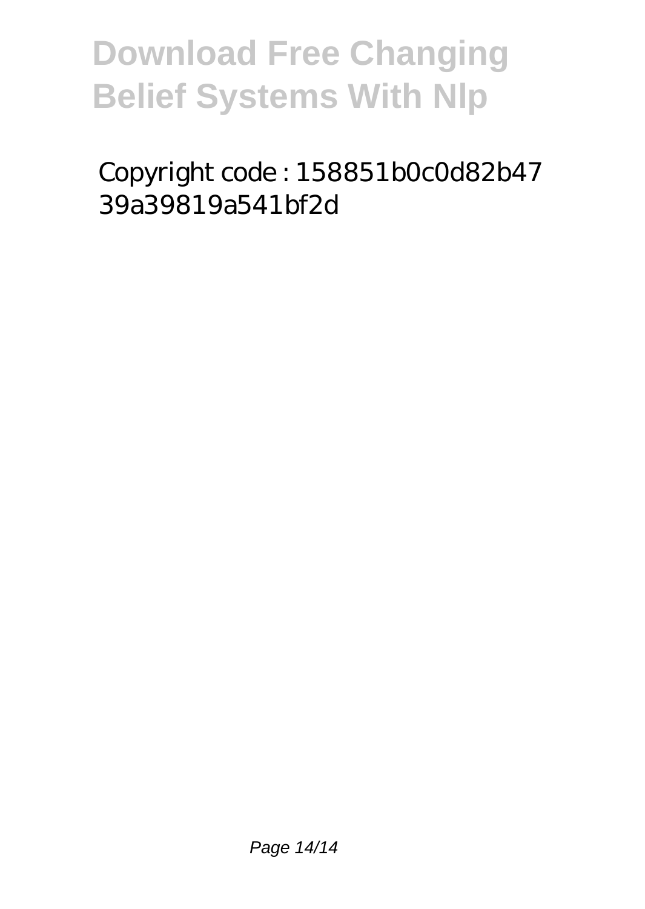Copyright code : 158851b0c0d82b4739a39819a541bf2d